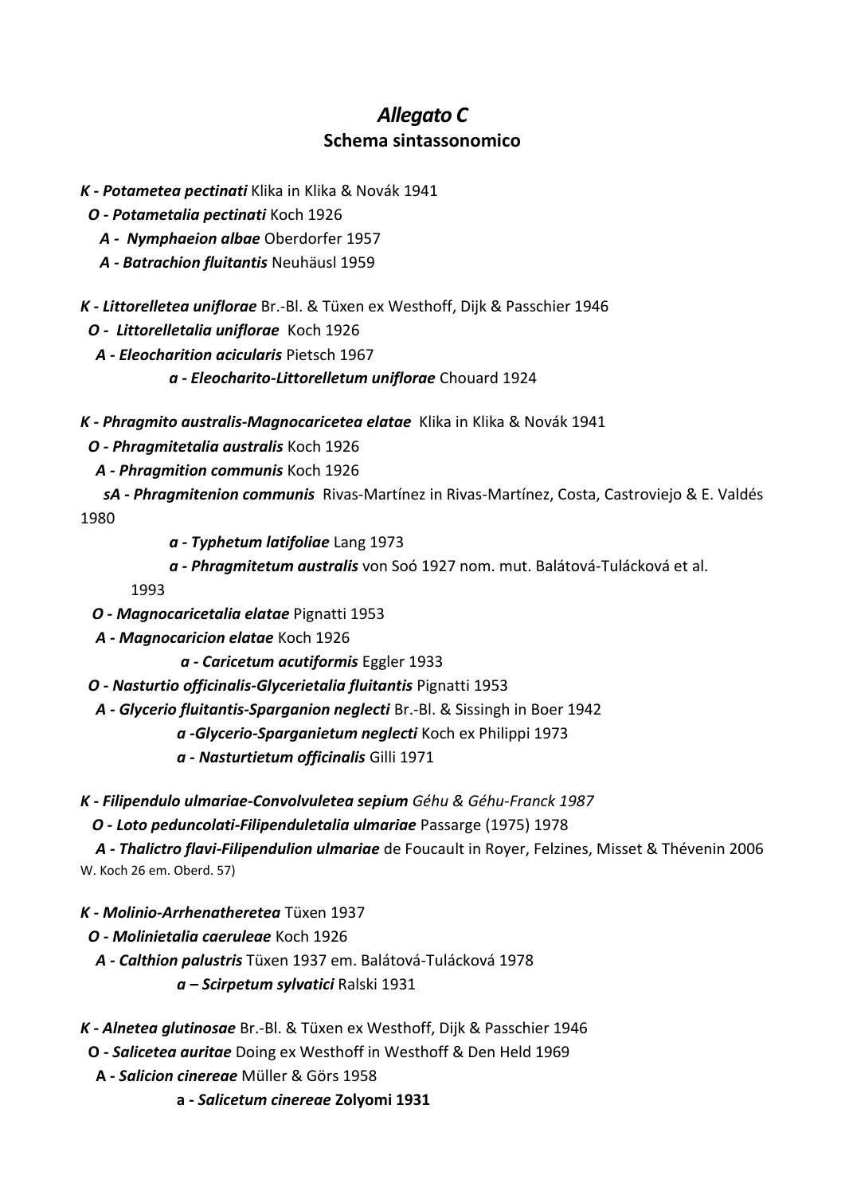# *Allegato C*

## Schema sintassonomico

***K - Potametea pectinati*** Klika in Klika & Novák 1941

***O - Potametalia pectinati*** Koch 1926

***A - Nymphaeion albae*** Oberdorfer 1957

***A - Batrachion fluitantis*** Neuhäusl 1959

***K - Littorelletea uniflorae*** Br.-Bl. & Tüxen ex Westhoff, Dijk & Passchier 1946

***O - Littorelletalia uniflorae*** Koch 1926

***A - Eleocharition acicularis*** Pietsch 1967

***a - Eleocharito-Littorelletum uniflorae*** Chouard 1924

***K - Phragmito australis-Magnocaricetea elatae*** Klika in Klika & Novák 1941

***O - Phragmitetalia australis*** Koch 1926

***A - Phragmition communis*** Koch 1926

***sA - Phragmitenion communis*** Rivas-Martínez in Rivas-Martínez, Costa, Castroviejo & E. Valdés 1980

***a - Typhetum latifoliae*** Lang 1973

***a - Phragmitetum australis*** von Soó 1927 nom. mut. Balátová-Tulácková et al. 1993

***O - Magnocaricetalia elatae*** Pignatti 1953

***A - Magnocaricion elatae*** Koch 1926

***a - Caricetum acutiformis*** Eggler 1933

***O - Nasturtio officinalis-Glycerietalia fluitantis*** Pignatti 1953

***A - Glycerio fluitantis-Sparganion neglecti*** Br.-Bl. & Sissingh in Boer 1942

***a -Glycerio-Sparganietum neglecti*** Koch ex Philippi 1973

***a - Nasturtietum officinalis*** Gilli 1971

***K - Filipendulo ulmariae-Convolvuletea sepium*** *Géhu & Géhu-Franck 1987*

***O - Loto peduncolati-Filipenduletalia ulmariae*** Passarge (1975) 1978

***A - Thalictro flavi-Filipendulion ulmariae*** de Foucault in Royer, Felzines, Misset & Thévenin 2006 W. Koch 26 em. Oberd. 57)

***K - Molinio-Arrhenatheretea*** Tüxen 1937

***O - Molinietalia caeruleae*** Koch 1926

***A - Calthion palustris*** Tüxen 1937 em. Balátová-Tulácková 1978

***a – Scirpetum sylvatici*** Ralski 1931

***K - Alnetea glutinosae*** Br.-Bl. & Tüxen ex Westhoff, Dijk & Passchier 1946

**O -** ***Salicetea auritae*** Doing ex Westhoff in Westhoff & Den Held 1969

**A -** ***Salicion cinereae*** Müller & Görs 1958

**a -** ***Salicetum cinereae*** **Zolyomi 1931**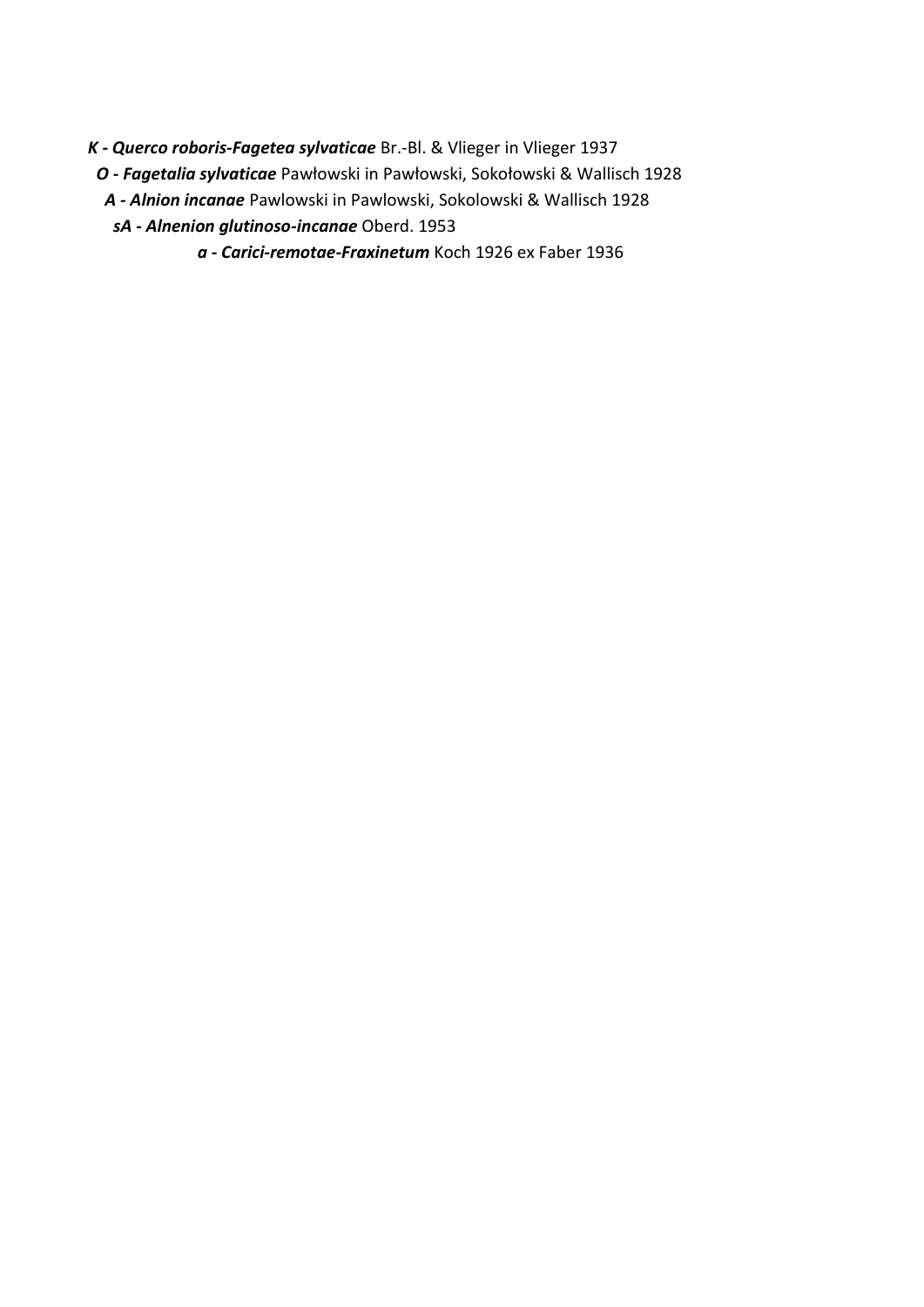***K - Querco roboris-Fagetea sylvaticae*** Br.-Bl. & Vlieger in Vlieger 1937

***O - Fagetalia sylvaticae*** Pawłowski in Pawłowski, Sokołowski & Wallisch 1928

***A - Alnion incanae*** Pawlowski in Pawlowski, Sokolowski & Wallisch 1928

***sA - Alnenion glutinoso-incanae*** Oberd. 1953

***a - Carici-remotae-Fraxinetum*** Koch 1926 ex Faber 1936